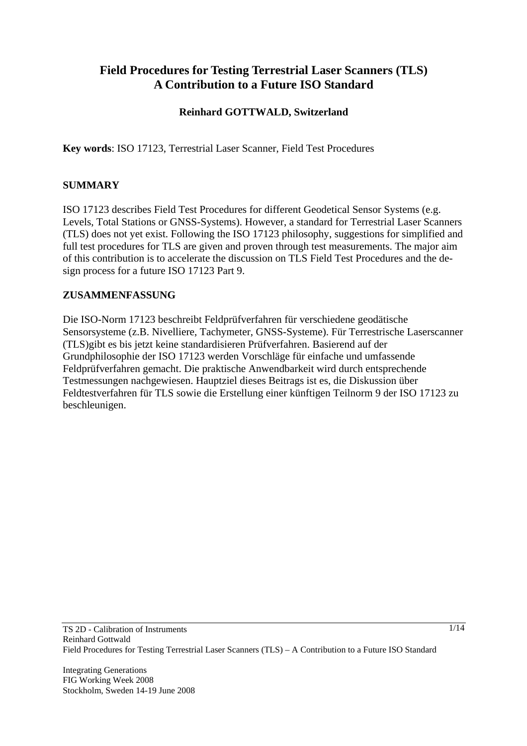# Field Procedures for Testing Terrestrial Laser Scanners (TLS) A Contribution to a Future ISO Standard

**Reinhard GOTTWALD, Switzerland**

**Key words**: ISO 17123, Terrestrial Laser Scanner, Field Test Procedures

## SUMMARY

ISO 17123 describes Field Test Procedures for different Geodetical Sensor Systems (e.g. Levels, Total Stations or GNSS-Systems). However, a standard for Terrestrial Laser Scanners (TLS) does not yet exist. Following the ISO 17123 philosophy, suggestions for simplified and full test procedures for TLS are given and proven through test measurements. The major aim of this contribution is to accelerate the discussion on TLS Field Test Procedures and the design process for a future ISO 17123 Part 9.

## ZUSAMMENFASSUNG

Die ISO-Norm 17123 beschreibt Feldprüfverfahren für verschiedene geodätische Sensorsysteme (z.B. Nivelliere, Tachymeter, GNSS-Systeme). Für Terrestrische Laserscanner (TLS)gibt es bis jetzt keine standardisieren Prüfverfahren. Basierend auf der Grundphilosophie der ISO 17123 werden Vorschläge für einfache und umfassende Feldprüfverfahren gemacht. Die praktische Anwendbarkeit wird durch entsprechende Testmessungen nachgewiesen. Hauptziel dieses Beitrags ist es, die Diskussion über Feldtestverfahren für TLS sowie die Erstellung einer künftigen Teilnorm 9 der ISO 17123 zu beschleunigen.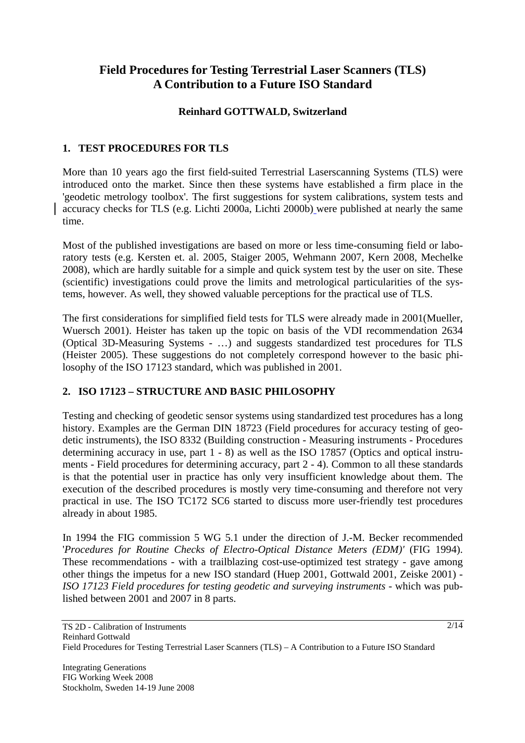# Field Procedures for Testing Terrestrial Laser Scanners (TLS) A Contribution to a Future ISO Standard

**Reinhard GOTTWALD, Switzerland**

## 1. TEST PROCEDURES FOR TLS

More than 10 years ago the first field-suited Terrestrial Laserscanning Systems (TLS) were introduced onto the market. Since then these systems have established a firm place in the 'geodetic metrology toolbox'. The first suggestions for system calibrations, system tests and accuracy checks for TLS (e.g. Lichti 2000a, Lichti 2000b) were published at nearly the same time.

Most of the published investigations are based on more or less time-consuming field or laboratory tests (e.g. Kersten et. al. 2005, Staiger 2005, Wehmann 2007, Kern 2008, Mechelke 2008), which are hardly suitable for a simple and quick system test by the user on site. These (scientific) investigations could prove the limits and metrological particularities of the systems, however. As well, they showed valuable perceptions for the practical use of TLS.

The first considerations for simplified field tests for TLS were already made in 2001(Mueller, Wuersch 2001). Heister has taken up the topic on basis of the VDI recommendation 2634 (Optical 3D-Measuring Systems - …) and suggests standardized test procedures for TLS (Heister 2005). These suggestions do not completely correspond however to the basic philosophy of the ISO 17123 standard, which was published in 2001.

## 2. ISO 17123 – STRUCTURE AND BASIC PHILOSOPHY

Testing and checking of geodetic sensor systems using standardized test procedures has a long history. Examples are the German DIN 18723 (Field procedures for accuracy testing of geodetic instruments), the ISO 8332 (Building construction - Measuring instruments - Procedures determining accuracy in use, part 1 - 8) as well as the ISO 17857 (Optics and optical instruments - Field procedures for determining accuracy, part 2 - 4). Common to all these standards is that the potential user in practice has only very insufficient knowledge about them. The execution of the described procedures is mostly very time-consuming and therefore not very practical in use. The ISO TC172 SC6 started to discuss more user-friendly test procedures already in about 1985.

In 1994 the FIG commission 5 WG 5.1 under the direction of J.-M. Becker recommended '*Procedures for Routine Checks of Electro-Optical Distance Meters (EDM)'* (FIG 1994). These recommendations - with a trailblazing cost-use-optimized test strategy - gave among other things the impetus for a new ISO standard (Huep 2001, Gottwald 2001, Zeiske 2001) - *ISO 17123 Field procedures for testing geodetic and surveying instruments* - which was published between 2001 and 2007 in 8 parts.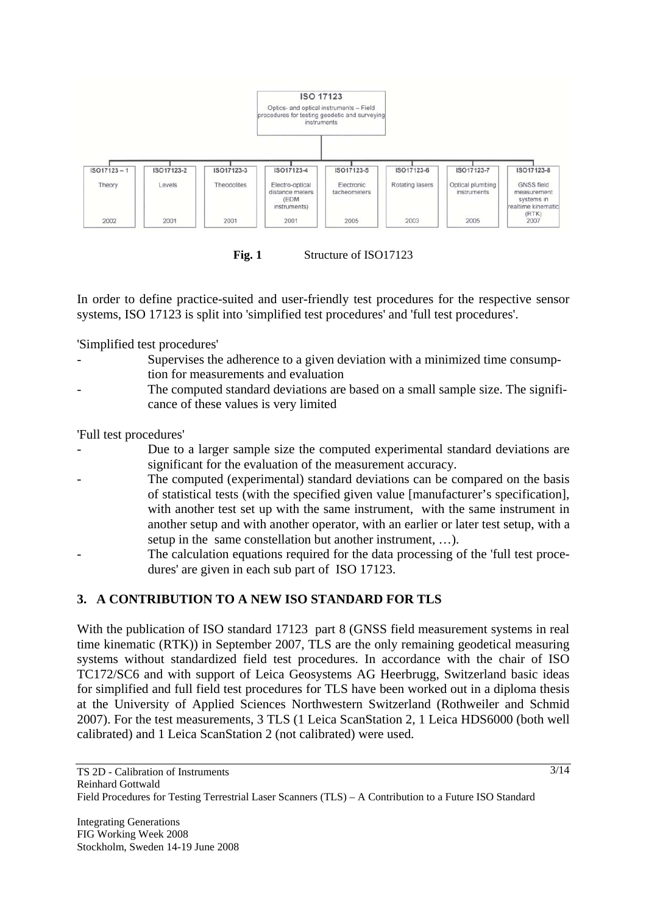**ISO 17123**

Optics- and optical instruments – Field procedures for testing geodetic and surveying instruments

| ISO17123 – 1 | ISO17123-2 | ISO17123-3 | ISO17123-4 | ISO17123-5 | ISO17123-6 | ISO17123-7 | ISO17123-8 |
|---|---|---|---|---|---|---|---|
| Theory | Levels | Theodolites | Electro-optical distance meters (EDM instruments) | Electronic tacheometers | Rotating lasers | Optical plumbing instruments | GNSS field measurement systems in realtime kinematic (RTK) |
| 2002 | 2001 | 2001 | 2001 | 2005 | 2003 | 2005 | 2007 |

**Fig. 1** Structure of ISO17123

In order to define practice-suited and user-friendly test procedures for the respective sensor systems, ISO 17123 is split into 'simplified test procedures' and 'full test procedures'.

'Simplified test procedures'

- Supervises the adherence to a given deviation with a minimized time consumption for measurements and evaluation
- The computed standard deviations are based on a small sample size. The significance of these values is very limited

'Full test procedures'

- Due to a larger sample size the computed experimental standard deviations are significant for the evaluation of the measurement accuracy.
- The computed (experimental) standard deviations can be compared on the basis of statistical tests (with the specified given value [manufacturer's specification], with another test set up with the same instrument, with the same instrument in another setup and with another operator, with an earlier or later test setup, with a setup in the same constellation but another instrument, …).
- The calculation equations required for the data processing of the 'full test procedures' are given in each sub part of ISO 17123.

## 3. A CONTRIBUTION TO A NEW ISO STANDARD FOR TLS

With the publication of ISO standard 17123 part 8 (GNSS field measurement systems in real time kinematic (RTK)) in September 2007, TLS are the only remaining geodetical measuring systems without standardized field test procedures. In accordance with the chair of ISO TC172/SC6 and with support of Leica Geosystems AG Heerbrugg, Switzerland basic ideas for simplified and full field test procedures for TLS have been worked out in a diploma thesis at the University of Applied Sciences Northwestern Switzerland (Rothweiler and Schmid 2007). For the test measurements, 3 TLS (1 Leica ScanStation 2, 1 Leica HDS6000 (both well calibrated) and 1 Leica ScanStation 2 (not calibrated) were used.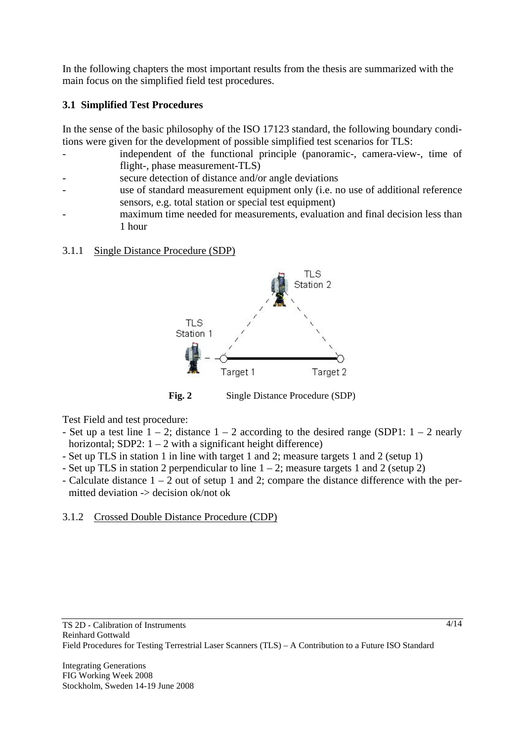In the following chapters the most important results from the thesis are summarized with the main focus on the simplified field test procedures.

### 3.1 Simplified Test Procedures

In the sense of the basic philosophy of the ISO 17123 standard, the following boundary conditions were given for the development of possible simplified test scenarios for TLS:

- independent of the functional principle (panoramic-, camera-view-, time of flight-, phase measurement-TLS)
- secure detection of distance and/or angle deviations
- use of standard measurement equipment only (i.e. no use of additional reference sensors, e.g. total station or special test equipment)
- maximum time needed for measurements, evaluation and final decision less than 1 hour

#### 3.1.1 Single Distance Procedure (SDP)

**Fig. 2** Single Distance Procedure (SDP)

Test Field and test procedure:

- Set up a test line 1 – 2; distance 1 – 2 according to the desired range (SDP1: 1 – 2 nearly horizontal; SDP2: 1 – 2 with a significant height difference)
- Set up TLS in station 1 in line with target 1 and 2; measure targets 1 and 2 (setup 1)
- Set up TLS in station 2 perpendicular to line 1 – 2; measure targets 1 and 2 (setup 2)
- Calculate distance 1 – 2 out of setup 1 and 2; compare the distance difference with the permitted deviation -> decision ok/not ok

#### 3.1.2 Crossed Double Distance Procedure (CDP)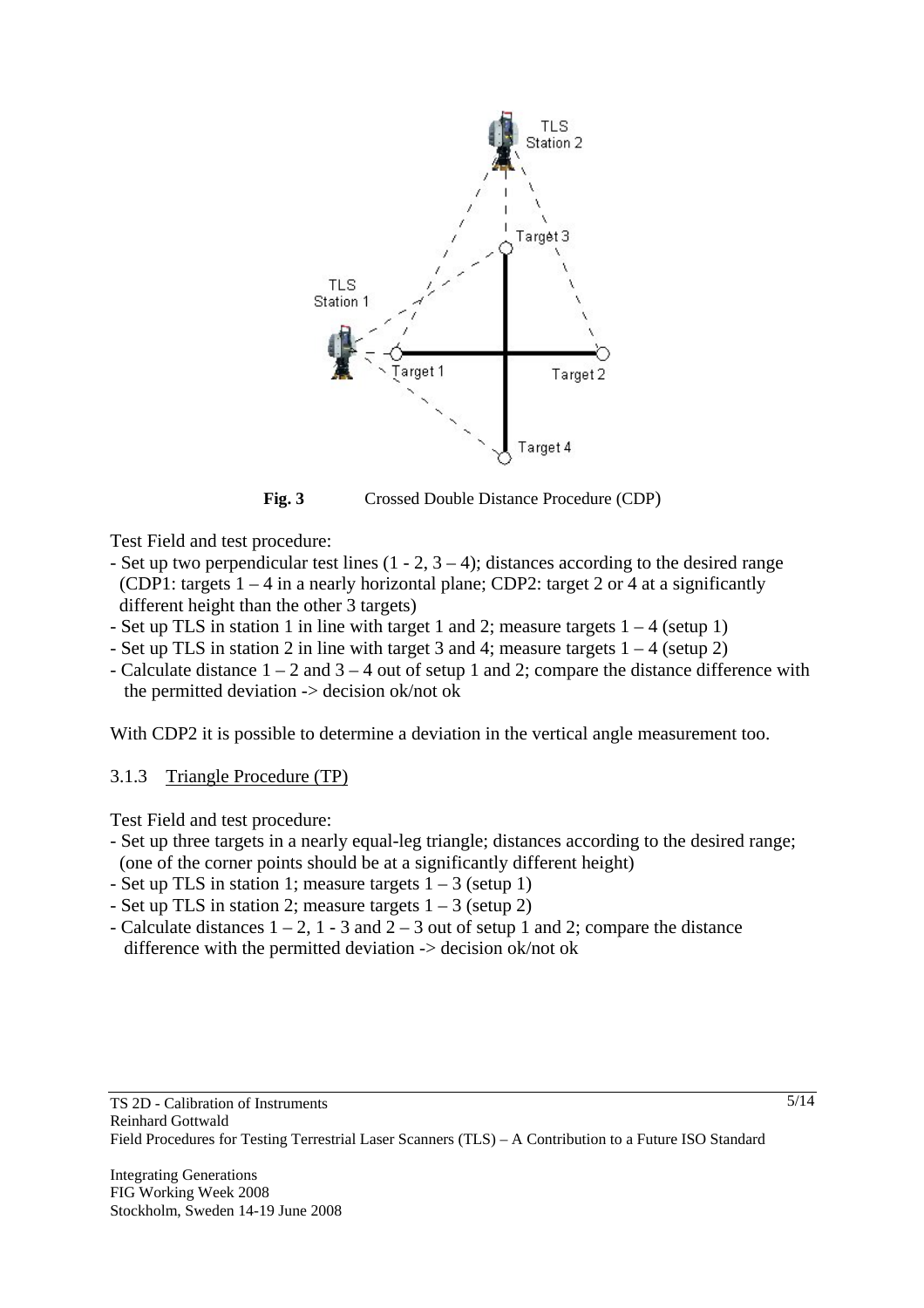**Fig. 3** Crossed Double Distance Procedure (CDP)

Test Field and test procedure:

- Set up two perpendicular test lines (1 - 2, 3 – 4); distances according to the desired range (CDP1: targets 1 – 4 in a nearly horizontal plane; CDP2: target 2 or 4 at a significantly different height than the other 3 targets)
- Set up TLS in station 1 in line with target 1 and 2; measure targets 1 – 4 (setup 1)
- Set up TLS in station 2 in line with target 3 and 4; measure targets 1 – 4 (setup 2)
- Calculate distance 1 – 2 and 3 – 4 out of setup 1 and 2; compare the distance difference with the permitted deviation -> decision ok/not ok

With CDP2 it is possible to determine a deviation in the vertical angle measurement too.

### 3.1.3 Triangle Procedure (TP)

Test Field and test procedure:

- Set up three targets in a nearly equal-leg triangle; distances according to the desired range; (one of the corner points should be at a significantly different height)
- Set up TLS in station 1; measure targets 1 – 3 (setup 1)
- Set up TLS in station 2; measure targets 1 – 3 (setup 2)
- Calculate distances 1 – 2, 1 - 3 and 2 – 3 out of setup 1 and 2; compare the distance difference with the permitted deviation -> decision ok/not ok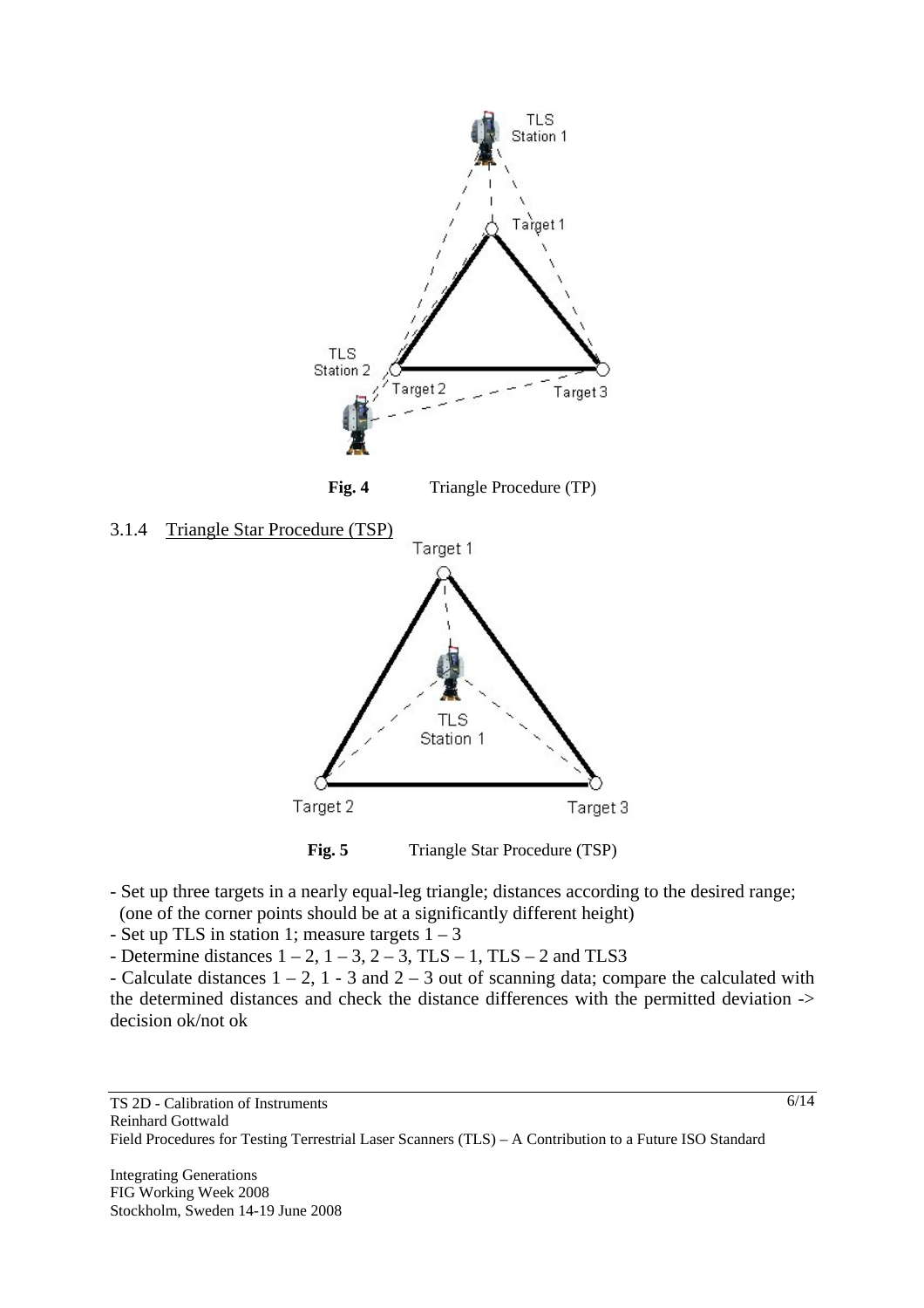**Fig. 4** Triangle Procedure (TP)

### 3.1.4 Triangle Star Procedure (TSP)

**Fig. 5** Triangle Star Procedure (TSP)

- Set up three targets in a nearly equal-leg triangle; distances according to the desired range; (one of the corner points should be at a significantly different height)
- Set up TLS in station 1; measure targets 1 – 3
- Determine distances 1 – 2, 1 – 3, 2 – 3, TLS – 1, TLS – 2 and TLS3
- Calculate distances 1 – 2, 1 - 3 and 2 – 3 out of scanning data; compare the calculated with the determined distances and check the distance differences with the permitted deviation -> decision ok/not ok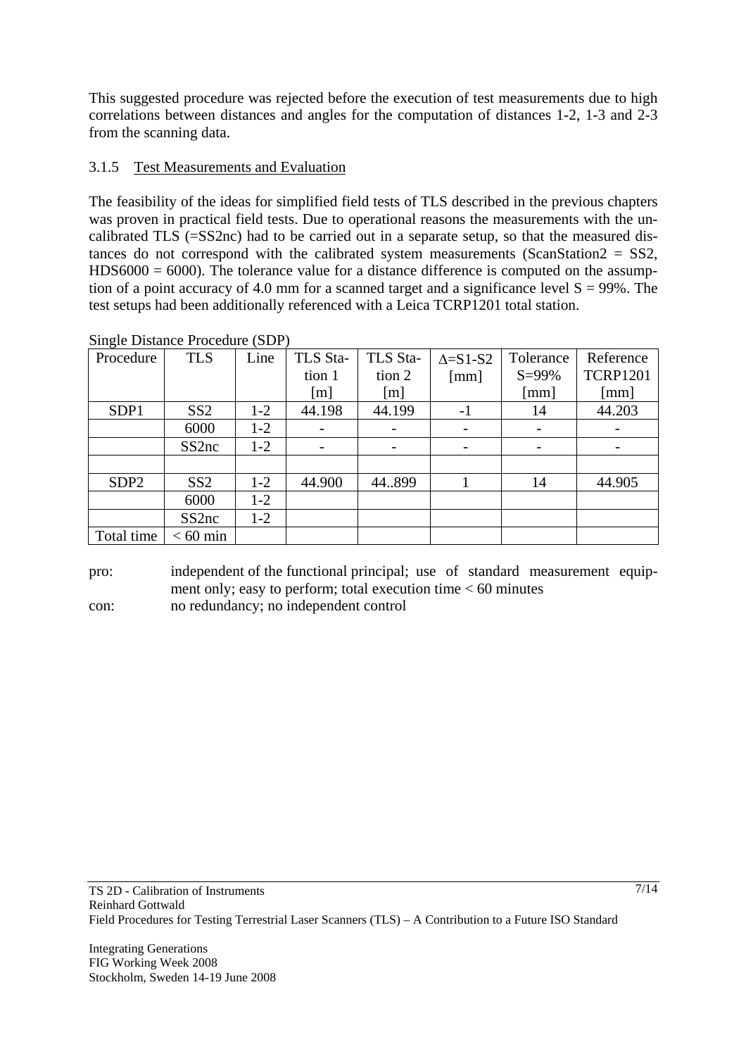This suggested procedure was rejected before the execution of test measurements due to high correlations between distances and angles for the computation of distances 1-2, 1-3 and 2-3 from the scanning data.

### 3.1.5 Test Measurements and Evaluation

The feasibility of the ideas for simplified field tests of TLS described in the previous chapters was proven in practical field tests. Due to operational reasons the measurements with the uncalibrated TLS (=SS2nc) had to be carried out in a separate setup, so that the measured distances do not correspond with the calibrated system measurements (ScanStation2 = SS2, HDS6000 = 6000). The tolerance value for a distance difference is computed on the assumption of a point accuracy of 4.0 mm for a scanned target and a significance level S = 99%. The test setups had been additionally referenced with a Leica TCRP1201 total station.

Single Distance Procedure (SDP)

| Procedure | TLS | Line | TLS Station 1 [m] | TLS Station 2 [m] | $\Delta$=S1-S2 [mm] | Tolerance S=99% [mm] | Reference TCRP1201 [mm] |
|---|---|---|---|---|---|---|---|
| SDP1 | SS2 | 1-2 | 44.198 | 44.199 | -1 | 14 | 44.203 |
| | 6000 | 1-2 | - | - | - | - | - |
| | SS2nc | 1-2 | - | - | - | - | - |
| | | | | | | | |
| SDP2 | SS2 | 1-2 | 44.900 | 44..899 | 1 | 14 | 44.905 |
| | 6000 | 1-2 | | | | | |
| | SS2nc | 1-2 | | | | | |
| Total time | < 60 min | | | | | | |

pro: independent of the functional principal; use of standard measurement equipment only; easy to perform; total execution time < 60 minutes

con: no redundancy; no independent control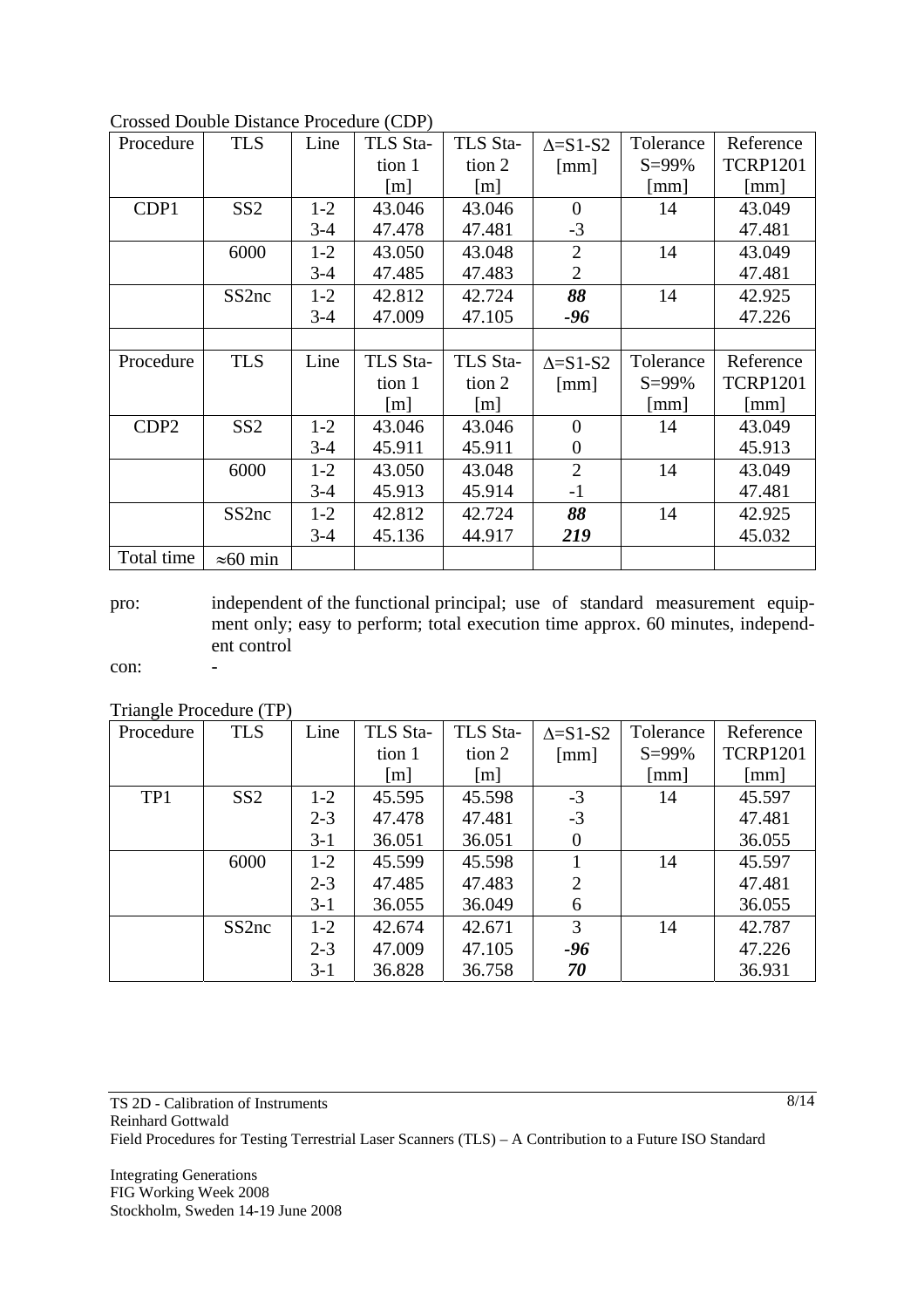Crossed Double Distance Procedure (CDP)

| Procedure | TLS | Line | TLS Station 1 [m] | TLS Station 2 [m] | $\Delta$=S1-S2 [mm] | Tolerance S=99% [mm] | Reference TCRP1201 [mm] |
|---|---|---|---|---|---|---|---|
| CDP1 | SS2 | 1-2 | 43.046 | 43.046 | 0 | 14 | 43.049 |
| | | 3-4 | 47.478 | 47.481 | -3 | | 47.481 |
| | 6000 | 1-2 | 43.050 | 43.048 | 2 | 14 | 43.049 |
| | | 3-4 | 47.485 | 47.483 | 2 | | 47.481 |
| | SS2nc | 1-2 | 42.812 | 42.724 | ***88*** | 14 | 42.925 |
| | | 3-4 | 47.009 | 47.105 | ***-96*** | | 47.226 |
| | | | | | | | |
| Procedure | TLS | Line | TLS Station 1 [m] | TLS Station 2 [m] | $\Delta$=S1-S2 [mm] | Tolerance S=99% [mm] | Reference TCRP1201 [mm] |
| CDP2 | SS2 | 1-2 | 43.046 | 43.046 | 0 | 14 | 43.049 |
| | | 3-4 | 45.911 | 45.911 | 0 | | 45.913 |
| | 6000 | 1-2 | 43.050 | 43.048 | 2 | 14 | 43.049 |
| | | 3-4 | 45.913 | 45.914 | -1 | | 47.481 |
| | SS2nc | 1-2 | 42.812 | 42.724 | ***88*** | 14 | 42.925 |
| | | 3-4 | 45.136 | 44.917 | ***219*** | | 45.032 |
| Total time | ≈60 min | | | | | | |

pro: independent of the functional principal; use of standard measurement equipment only; easy to perform; total execution time approx. 60 minutes, independent control

con: -

Triangle Procedure (TP)

| Procedure | TLS | Line | TLS Station 1 [m] | TLS Station 2 [m] | $\Delta$=S1-S2 [mm] | Tolerance S=99% [mm] | Reference TCRP1201 [mm] |
|---|---|---|---|---|---|---|---|
| TP1 | SS2 | 1-2 | 45.595 | 45.598 | -3 | 14 | 45.597 |
| | | 2-3 | 47.478 | 47.481 | -3 | | 47.481 |
| | | 3-1 | 36.051 | 36.051 | 0 | | 36.055 |
| | 6000 | 1-2 | 45.599 | 45.598 | 1 | 14 | 45.597 |
| | | 2-3 | 47.485 | 47.483 | 2 | | 47.481 |
| | | 3-1 | 36.055 | 36.049 | 6 | | 36.055 |
| | SS2nc | 1-2 | 42.674 | 42.671 | 3 | 14 | 42.787 |
| | | 2-3 | 47.009 | 47.105 | ***-96*** | | 47.226 |
| | | 3-1 | 36.828 | 36.758 | ***70*** | | 36.931 |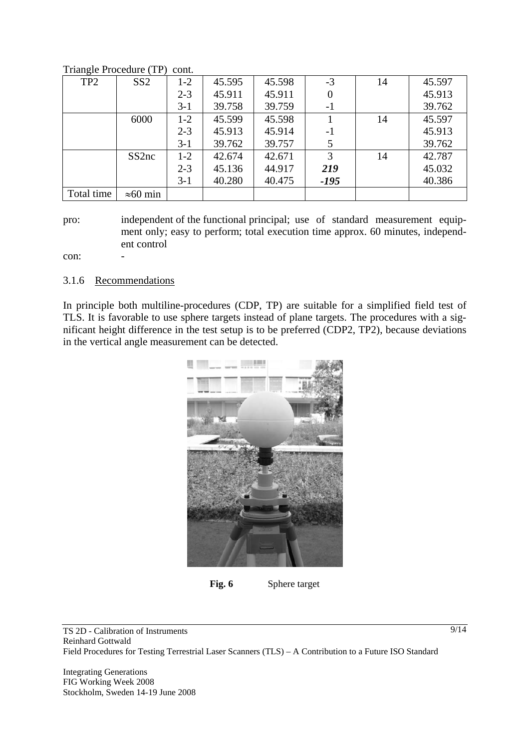Triangle Procedure (TP) cont.

| TP2 | SS2 | 1-2 | 45.595 | 45.598 | -3 | 14 | 45.597 |
|---|---|---|---|---|---|---|---|
| | | 2-3 | 45.911 | 45.911 | 0 | | 45.913 |
| | | 3-1 | 39.758 | 39.759 | -1 | | 39.762 |
| | 6000 | 1-2 | 45.599 | 45.598 | 1 | 14 | 45.597 |
| | | 2-3 | 45.913 | 45.914 | -1 | | 45.913 |
| | | 3-1 | 39.762 | 39.757 | 5 | | 39.762 |
| | SS2nc | 1-2 | 42.674 | 42.671 | 3 | 14 | 42.787 |
| | | 2-3 | 45.136 | 44.917 | ***219*** | | 45.032 |
| | | 3-1 | 40.280 | 40.475 | ***-195*** | | 40.386 |
| Total time | ≈60 min | | | | | | |

pro: independent of the functional principal; use of standard measurement equipment only; easy to perform; total execution time approx. 60 minutes, independent control

con: -

### 3.1.6 Recommendations

In principle both multiline-procedures (CDP, TP) are suitable for a simplified field test of TLS. It is favorable to use sphere targets instead of plane targets. The procedures with a significant height difference in the test setup is to be preferred (CDP2, TP2), because deviations in the vertical angle measurement can be detected.

**Fig. 6** Sphere target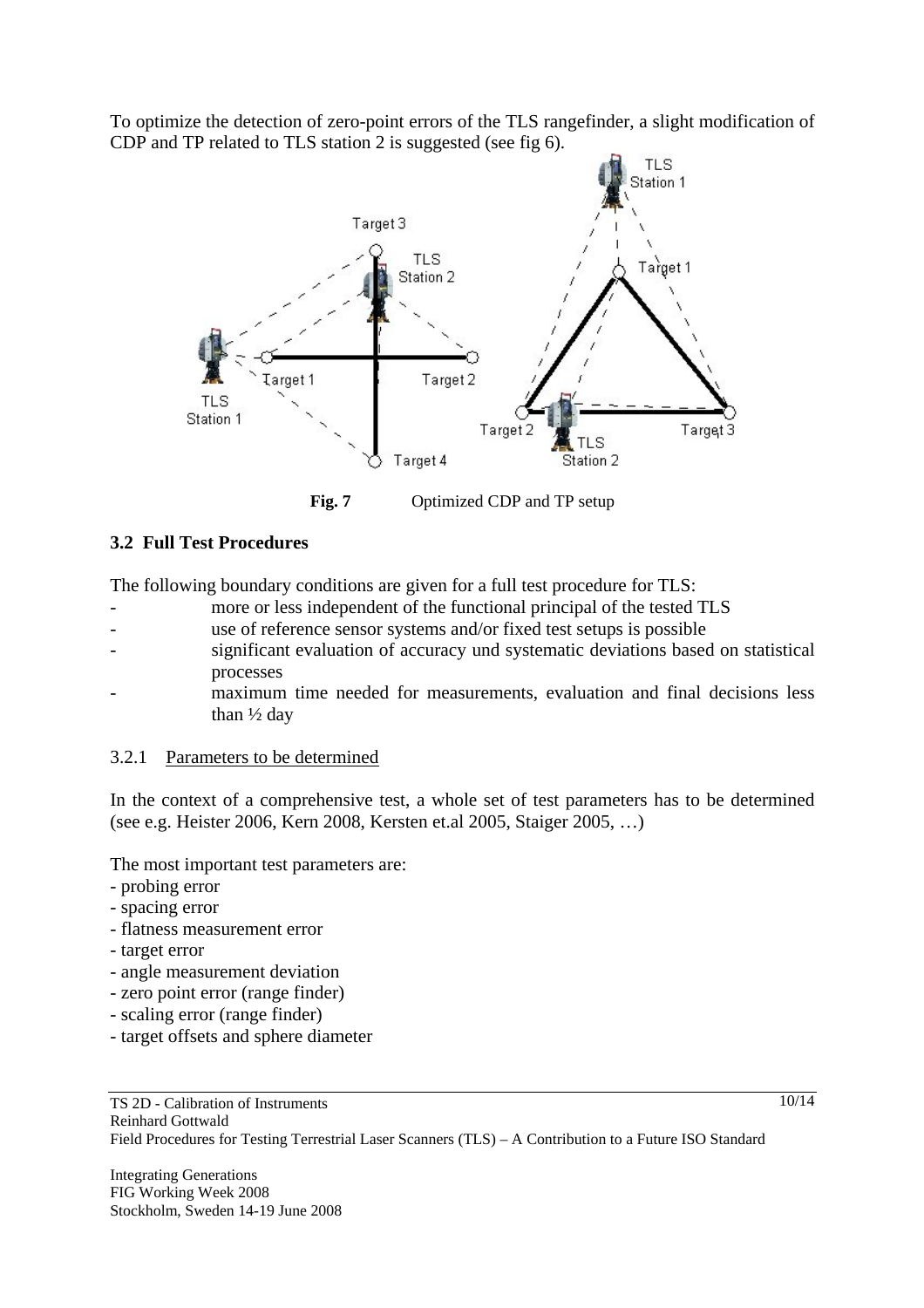To optimize the detection of zero-point errors of the TLS rangefinder, a slight modification of CDP and TP related to TLS station 2 is suggested (see fig 6).

**Fig. 7** Optimized CDP and TP setup

### 3.2 Full Test Procedures

The following boundary conditions are given for a full test procedure for TLS:

- more or less independent of the functional principal of the tested TLS
- use of reference sensor systems and/or fixed test setups is possible
- significant evaluation of accuracy und systematic deviations based on statistical processes
- maximum time needed for measurements, evaluation and final decisions less than ½ day

#### 3.2.1 Parameters to be determined

In the context of a comprehensive test, a whole set of test parameters has to be determined (see e.g. Heister 2006, Kern 2008, Kersten et.al 2005, Staiger 2005, …)

The most important test parameters are:

- probing error
- spacing error
- flatness measurement error
- target error
- angle measurement deviation
- zero point error (range finder)
- scaling error (range finder)
- target offsets and sphere diameter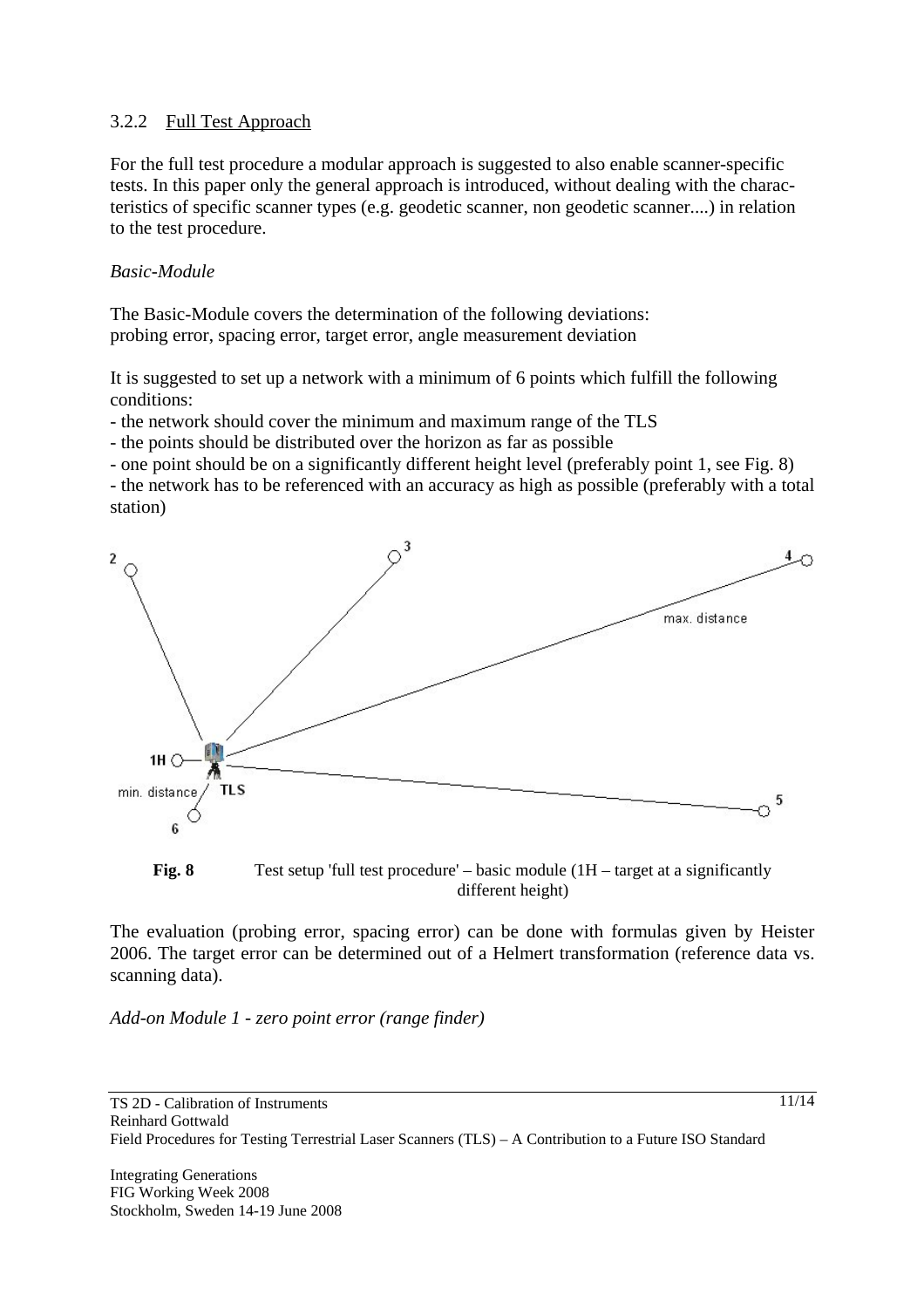### 3.2.2 Full Test Approach

For the full test procedure a modular approach is suggested to also enable scanner-specific tests. In this paper only the general approach is introduced, without dealing with the characteristics of specific scanner types (e.g. geodetic scanner, non geodetic scanner....) in relation to the test procedure.

*Basic-Module*

The Basic-Module covers the determination of the following deviations:
probing error, spacing error, target error, angle measurement deviation

It is suggested to set up a network with a minimum of 6 points which fulfill the following conditions:

- the network should cover the minimum and maximum range of the TLS
- the points should be distributed over the horizon as far as possible
- one point should be on a significantly different height level (preferably point 1, see Fig. 8)
- the network has to be referenced with an accuracy as high as possible (preferably with a total station)

**Fig. 8** Test setup 'full test procedure' – basic module (1H – target at a significantly different height)

The evaluation (probing error, spacing error) can be done with formulas given by Heister 2006. The target error can be determined out of a Helmert transformation (reference data vs. scanning data).

*Add-on Module 1 - zero point error (range finder)*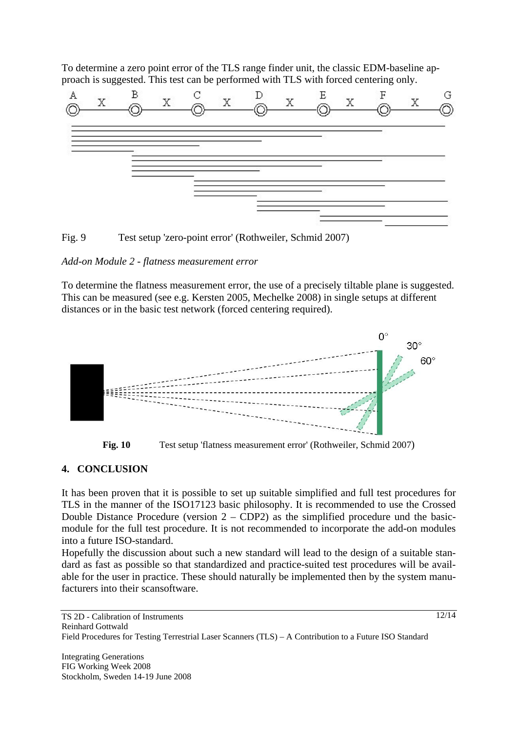To determine a zero point error of the TLS range finder unit, the classic EDM-baseline approach is suggested. This test can be performed with TLS with forced centering only.

Fig. 9 Test setup 'zero-point error' (Rothweiler, Schmid 2007)

*Add-on Module 2 - flatness measurement error*

To determine the flatness measurement error, the use of a precisely tiltable plane is suggested. This can be measured (see e.g. Kersten 2005, Mechelke 2008) in single setups at different distances or in the basic test network (forced centering required).

**Fig. 10** Test setup 'flatness measurement error' (Rothweiler, Schmid 2007)

## 4. CONCLUSION

It has been proven that it is possible to set up suitable simplified and full test procedures for TLS in the manner of the ISO17123 basic philosophy. It is recommended to use the Crossed Double Distance Procedure (version 2 – CDP2) as the simplified procedure und the basic-module for the full test procedure. It is not recommended to incorporate the add-on modules into a future ISO-standard.

Hopefully the discussion about such a new standard will lead to the design of a suitable standard as fast as possible so that standardized and practice-suited test procedures will be available for the user in practice. These should naturally be implemented then by the system manufacturers into their scansoftware.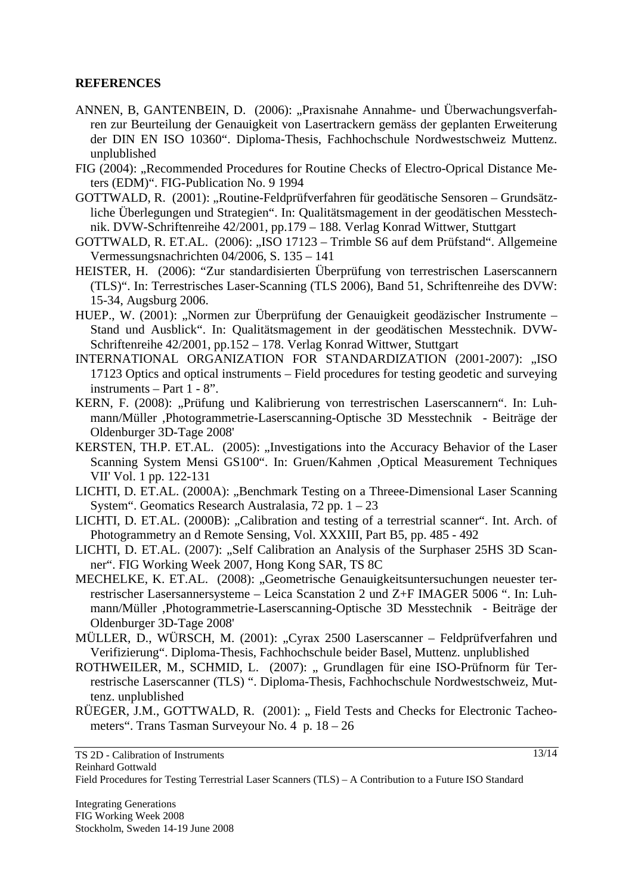**REFERENCES**

ANNEN, B, GANTENBEIN, D. (2006): „Praxisnahe Annahme- und Überwachungsverfahren zur Beurteilung der Genauigkeit von Lasertrackern gemäss der geplanten Erweiterung der DIN EN ISO 10360“. Diploma-Thesis, Fachhochschule Nordwestschweiz Muttenz. unplublished

FIG (2004): „Recommended Procedures for Routine Checks of Electro-Oprical Distance Meters (EDM)“. FIG-Publication No. 9 1994

GOTTWALD, R. (2001): „Routine-Feldprüfverfahren für geodätische Sensoren – Grundsätzliche Überlegungen und Strategien“. In: Qualitätsmagement in der geodätischen Messtechnik. DVW-Schriftenreihe 42/2001, pp.179 – 188. Verlag Konrad Wittwer, Stuttgart

GOTTWALD, R. ET.AL. (2006): „ISO 17123 – Trimble S6 auf dem Prüfstand“. Allgemeine Vermessungsnachrichten 04/2006, S. 135 – 141

HEISTER, H. (2006): “Zur standardisierten Überprüfung von terrestrischen Laserscannern (TLS)“. In: Terrestrisches Laser-Scanning (TLS 2006), Band 51, Schriftenreihe des DVW: 15-34, Augsburg 2006.

HUEP., W. (2001): „Normen zur Überprüfung der Genauigkeit geodäzischer Instrumente – Stand und Ausblick“. In: Qualitätsmagement in der geodätischen Messtechnik. DVW-Schriftenreihe 42/2001, pp.152 – 178. Verlag Konrad Wittwer, Stuttgart

INTERNATIONAL ORGANIZATION FOR STANDARDIZATION (2001-2007): „ISO 17123 Optics and optical instruments – Field procedures for testing geodetic and surveying instruments – Part 1 - 8”.

KERN, F. (2008): „Prüfung und Kalibrierung von terrestrischen Laserscannern“. In: Luhmann/Müller ‚Photogrammetrie-Laserscanning-Optische 3D Messtechnik - Beiträge der Oldenburger 3D-Tage 2008'

KERSTEN, TH.P. ET.AL. (2005): „Investigations into the Accuracy Behavior of the Laser Scanning System Mensi GS100“. In: Gruen/Kahmen ‚Optical Measurement Techniques VII' Vol. 1 pp. 122-131

LICHTI, D. ET.AL. (2000A): „Benchmark Testing on a Threee-Dimensional Laser Scanning System“. Geomatics Research Australasia, 72 pp. 1 – 23

LICHTI, D. ET.AL. (2000B): „Calibration and testing of a terrestrial scanner“. Int. Arch. of Photogrammetry an d Remote Sensing, Vol. XXXIII, Part B5, pp. 485 - 492

LICHTI, D. ET.AL. (2007): „Self Calibration an Analysis of the Surphaser 25HS 3D Scanner“. FIG Working Week 2007, Hong Kong SAR, TS 8C

MECHELKE, K. ET.AL. (2008): „Geometrische Genauigkeitsuntersuchungen neuester terrestrischer Lasersannersysteme – Leica Scanstation 2 und Z+F IMAGER 5006 “. In: Luhmann/Müller ‚Photogrammetrie-Laserscanning-Optische 3D Messtechnik - Beiträge der Oldenburger 3D-Tage 2008'

MÜLLER, D., WÜRSCH, M. (2001): „Cyrax 2500 Laserscanner – Feldprüfverfahren und Verifizierung“. Diploma-Thesis, Fachhochschule beider Basel, Muttenz. unplublished

ROTHWEILER, M., SCHMID, L. (2007): „ Grundlagen für eine ISO-Prüfnorm für Terrestrische Laserscanner (TLS) “. Diploma-Thesis, Fachhochschule Nordwestschweiz, Muttenz. unplublished

RÜEGER, J.M., GOTTWALD, R. (2001): „ Field Tests and Checks for Electronic Tacheometers“. Trans Tasman Surveyour No. 4 p. 18 – 26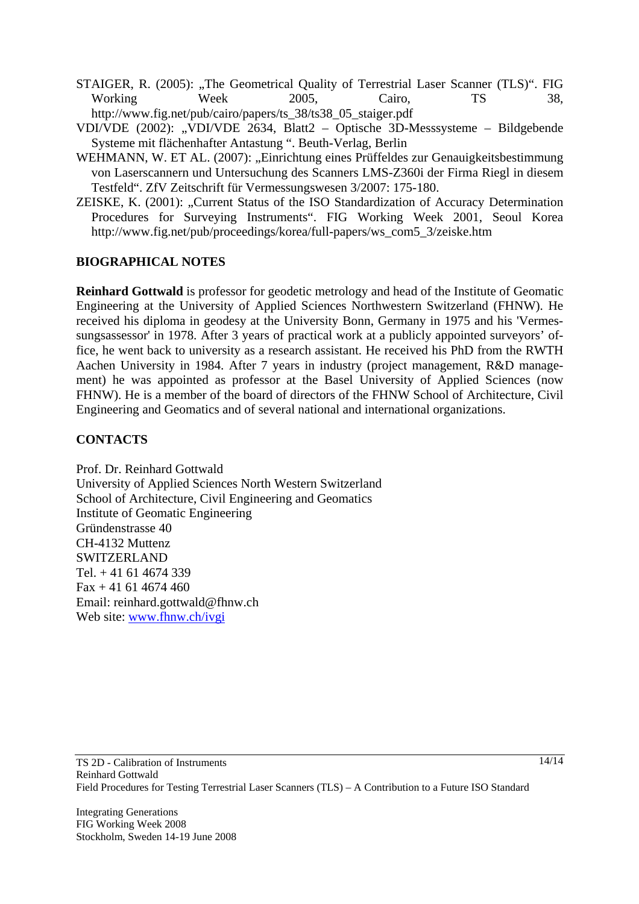STAIGER, R. (2005): „The Geometrical Quality of Terrestrial Laser Scanner (TLS)“. FIG Working Week 2005, Cairo, TS 38, http://www.fig.net/pub/cairo/papers/ts_38/ts38_05_staiger.pdf

VDI/VDE (2002): „VDI/VDE 2634, Blatt2 – Optische 3D-Messsysteme – Bildgebende Systeme mit flächenhafter Antastung “. Beuth-Verlag, Berlin

WEHMANN, W. ET AL. (2007): „Einrichtung eines Prüffeldes zur Genauigkeitsbestimmung von Laserscannern und Untersuchung des Scanners LMS-Z360i der Firma Riegl in diesem Testfeld“. ZfV Zeitschrift für Vermessungswesen 3/2007: 175-180.

ZEISKE, K. (2001): „Current Status of the ISO Standardization of Accuracy Determination Procedures for Surveying Instruments“. FIG Working Week 2001, Seoul Korea http://www.fig.net/pub/proceedings/korea/full-papers/ws_com5_3/zeiske.htm

## BIOGRAPHICAL NOTES

**Reinhard Gottwald** is professor for geodetic metrology and head of the Institute of Geomatic Engineering at the University of Applied Sciences Northwestern Switzerland (FHNW). He received his diploma in geodesy at the University Bonn, Germany in 1975 and his 'Vermessungsassessor' in 1978. After 3 years of practical work at a publicly appointed surveyors' office, he went back to university as a research assistant. He received his PhD from the RWTH Aachen University in 1984. After 7 years in industry (project management, R&D management) he was appointed as professor at the Basel University of Applied Sciences (now FHNW). He is a member of the board of directors of the FHNW School of Architecture, Civil Engineering and Geomatics and of several national and international organizations.

## CONTACTS

Prof. Dr. Reinhard Gottwald
University of Applied Sciences North Western Switzerland
School of Architecture, Civil Engineering and Geomatics
Institute of Geomatic Engineering
Gründenstrasse 40
CH-4132 Muttenz
SWITZERLAND
Tel. + 41 61 4674 339
Fax + 41 61 4674 460
Email: reinhard.gottwald@fhnw.ch
Web site: www.fhnw.ch/ivgi